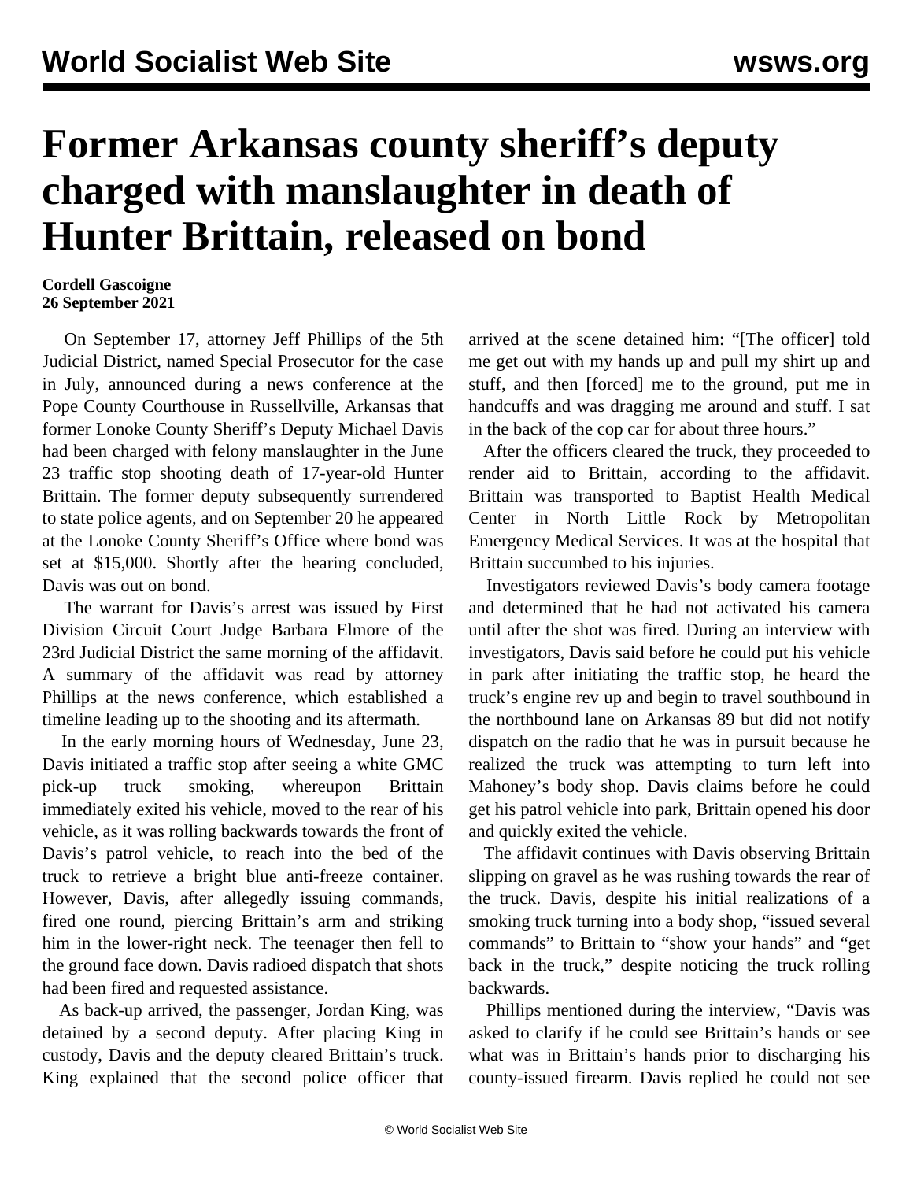# Former Arkansas county sheriff's deputy charged with manslaughter in death of Hunter Brittain, released on bond

**Cordell Gascoigne**
**26 September 2021**

On September 17, attorney Jeff Phillips of the 5th Judicial District, named Special Prosecutor for the case in July, announced during a news conference at the Pope County Courthouse in Russellville, Arkansas that former Lonoke County Sheriff's Deputy Michael Davis had been charged with felony manslaughter in the June 23 traffic stop shooting death of 17-year-old Hunter Brittain. The former deputy subsequently surrendered to state police agents, and on September 20 he appeared at the Lonoke County Sheriff's Office where bond was set at $15,000. Shortly after the hearing concluded, Davis was out on bond.

The warrant for Davis's arrest was issued by First Division Circuit Court Judge Barbara Elmore of the 23rd Judicial District the same morning of the affidavit. A summary of the affidavit was read by attorney Phillips at the news conference, which established a timeline leading up to the shooting and its aftermath.

In the early morning hours of Wednesday, June 23, Davis initiated a traffic stop after seeing a white GMC pick-up truck smoking, whereupon Brittain immediately exited his vehicle, moved to the rear of his vehicle, as it was rolling backwards towards the front of Davis's patrol vehicle, to reach into the bed of the truck to retrieve a bright blue anti-freeze container. However, Davis, after allegedly issuing commands, fired one round, piercing Brittain's arm and striking him in the lower-right neck. The teenager then fell to the ground face down. Davis radioed dispatch that shots had been fired and requested assistance.

As back-up arrived, the passenger, Jordan King, was detained by a second deputy. After placing King in custody, Davis and the deputy cleared Brittain's truck. King explained that the second police officer that arrived at the scene detained him: "[The officer] told me get out with my hands up and pull my shirt up and stuff, and then [forced] me to the ground, put me in handcuffs and was dragging me around and stuff. I sat in the back of the cop car for about three hours."

After the officers cleared the truck, they proceeded to render aid to Brittain, according to the affidavit. Brittain was transported to Baptist Health Medical Center in North Little Rock by Metropolitan Emergency Medical Services. It was at the hospital that Brittain succumbed to his injuries.

Investigators reviewed Davis's body camera footage and determined that he had not activated his camera until after the shot was fired. During an interview with investigators, Davis said before he could put his vehicle in park after initiating the traffic stop, he heard the truck's engine rev up and begin to travel southbound in the northbound lane on Arkansas 89 but did not notify dispatch on the radio that he was in pursuit because he realized the truck was attempting to turn left into Mahoney's body shop. Davis claims before he could get his patrol vehicle into park, Brittain opened his door and quickly exited the vehicle.

The affidavit continues with Davis observing Brittain slipping on gravel as he was rushing towards the rear of the truck. Davis, despite his initial realizations of a smoking truck turning into a body shop, "issued several commands" to Brittain to "show your hands" and "get back in the truck," despite noticing the truck rolling backwards.

Phillips mentioned during the interview, "Davis was asked to clarify if he could see Brittain's hands or see what was in Brittain's hands prior to discharging his county-issued firearm. Davis replied he could not see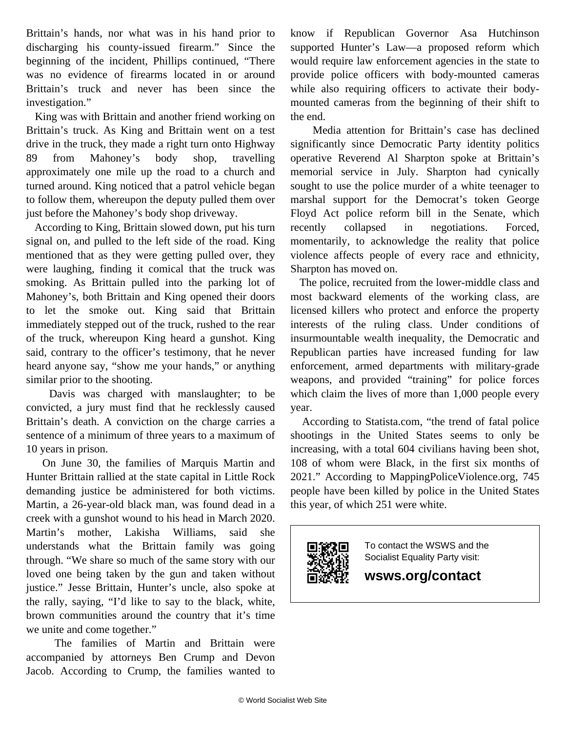Brittain's hands, nor what was in his hand prior to discharging his county-issued firearm." Since the beginning of the incident, Phillips continued, "There was no evidence of firearms located in or around Brittain's truck and never has been since the investigation."

King was with Brittain and another friend working on Brittain's truck. As King and Brittain went on a test drive in the truck, they made a right turn onto Highway 89 from Mahoney's body shop, travelling approximately one mile up the road to a church and turned around. King noticed that a patrol vehicle began to follow them, whereupon the deputy pulled them over just before the Mahoney's body shop driveway.

According to King, Brittain slowed down, put his turn signal on, and pulled to the left side of the road. King mentioned that as they were getting pulled over, they were laughing, finding it comical that the truck was smoking. As Brittain pulled into the parking lot of Mahoney's, both Brittain and King opened their doors to let the smoke out. King said that Brittain immediately stepped out of the truck, rushed to the rear of the truck, whereupon King heard a gunshot. King said, contrary to the officer's testimony, that he never heard anyone say, "show me your hands," or anything similar prior to the shooting.

Davis was charged with manslaughter; to be convicted, a jury must find that he recklessly caused Brittain's death. A conviction on the charge carries a sentence of a minimum of three years to a maximum of 10 years in prison.

On June 30, the families of Marquis Martin and Hunter Brittain rallied at the state capital in Little Rock demanding justice be administered for both victims. Martin, a 26-year-old black man, was found dead in a creek with a gunshot wound to his head in March 2020. Martin's mother, Lakisha Williams, said she understands what the Brittain family was going through. "We share so much of the same story with our loved one being taken by the gun and taken without justice." Jesse Brittain, Hunter's uncle, also spoke at the rally, saying, "I'd like to say to the black, white, brown communities around the country that it's time we unite and come together."

The families of Martin and Brittain were accompanied by attorneys Ben Crump and Devon Jacob. According to Crump, the families wanted to know if Republican Governor Asa Hutchinson supported Hunter's Law—a proposed reform which would require law enforcement agencies in the state to provide police officers with body-mounted cameras while also requiring officers to activate their body-mounted cameras from the beginning of their shift to the end.

Media attention for Brittain's case has declined significantly since Democratic Party identity politics operative Reverend Al Sharpton spoke at Brittain's memorial service in July. Sharpton had cynically sought to use the police murder of a white teenager to marshal support for the Democrat's token George Floyd Act police reform bill in the Senate, which recently collapsed in negotiations. Forced, momentarily, to acknowledge the reality that police violence affects people of every race and ethnicity, Sharpton has moved on.

The police, recruited from the lower-middle class and most backward elements of the working class, are licensed killers who protect and enforce the property interests of the ruling class. Under conditions of insurmountable wealth inequality, the Democratic and Republican parties have increased funding for law enforcement, armed departments with military-grade weapons, and provided "training" for police forces which claim the lives of more than 1,000 people every year.

According to Statista.com, "the trend of fatal police shootings in the United States seems to only be increasing, with a total 604 civilians having been shot, 108 of whom were Black, in the first six months of 2021." According to MappingPoliceViolence.org, 745 people have been killed by police in the United States this year, of which 251 were white.

To contact the WSWS and the Socialist Equality Party visit:

**wsws.org/contact**